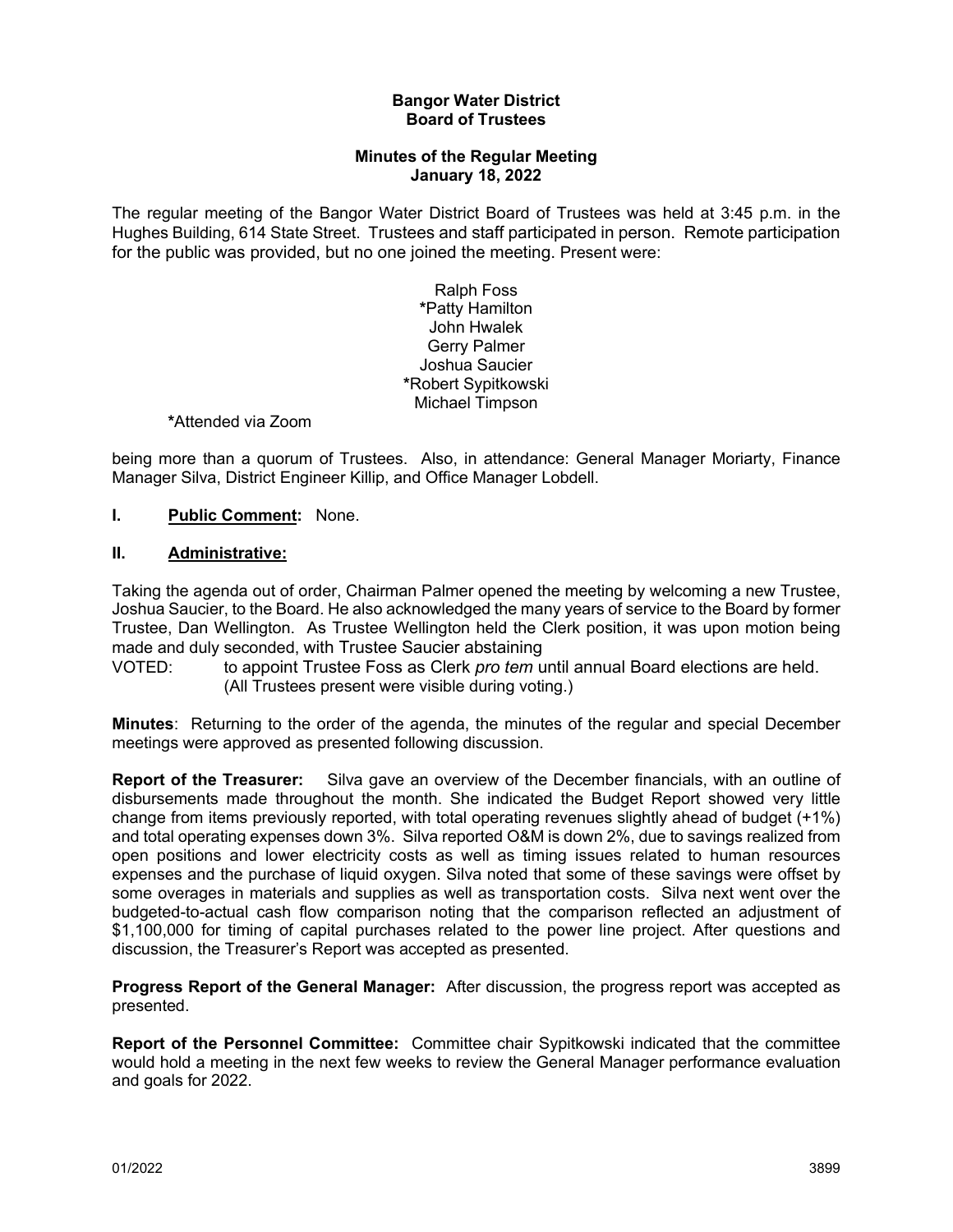**Bangor Water District**
**Board of Trustees**

**Minutes of the Regular Meeting**
**January 18, 2022**

The regular meeting of the Bangor Water District Board of Trustees was held at 3:45 p.m. in the Hughes Building, 614 State Street. Trustees and staff participated in person. Remote participation for the public was provided, but no one joined the meeting. Present were:

Ralph Foss
*Patty Hamilton
John Hwalek
Gerry Palmer
Joshua Saucier
*Robert Sypitkowski
Michael Timpson

*Attended via Zoom

being more than a quorum of Trustees. Also, in attendance: General Manager Moriarty, Finance Manager Silva, District Engineer Killip, and Office Manager Lobdell.

**I. Public Comment:** None.

**II. Administrative:**

Taking the agenda out of order, Chairman Palmer opened the meeting by welcoming a new Trustee, Joshua Saucier, to the Board. He also acknowledged the many years of service to the Board by former Trustee, Dan Wellington. As Trustee Wellington held the Clerk position, it was upon motion being made and duly seconded, with Trustee Saucier abstaining

VOTED: to appoint Trustee Foss as Clerk *pro tem* until annual Board elections are held. (All Trustees present were visible during voting.)

**Minutes**: Returning to the order of the agenda, the minutes of the regular and special December meetings were approved as presented following discussion.

**Report of the Treasurer:** Silva gave an overview of the December financials, with an outline of disbursements made throughout the month. She indicated the Budget Report showed very little change from items previously reported, with total operating revenues slightly ahead of budget (+1%) and total operating expenses down 3%. Silva reported O&M is down 2%, due to savings realized from open positions and lower electricity costs as well as timing issues related to human resources expenses and the purchase of liquid oxygen. Silva noted that some of these savings were offset by some overages in materials and supplies as well as transportation costs. Silva next went over the budgeted-to-actual cash flow comparison noting that the comparison reflected an adjustment of $1,100,000 for timing of capital purchases related to the power line project. After questions and discussion, the Treasurer's Report was accepted as presented.

**Progress Report of the General Manager:** After discussion, the progress report was accepted as presented.

**Report of the Personnel Committee:** Committee chair Sypitkowski indicated that the committee would hold a meeting in the next few weeks to review the General Manager performance evaluation and goals for 2022.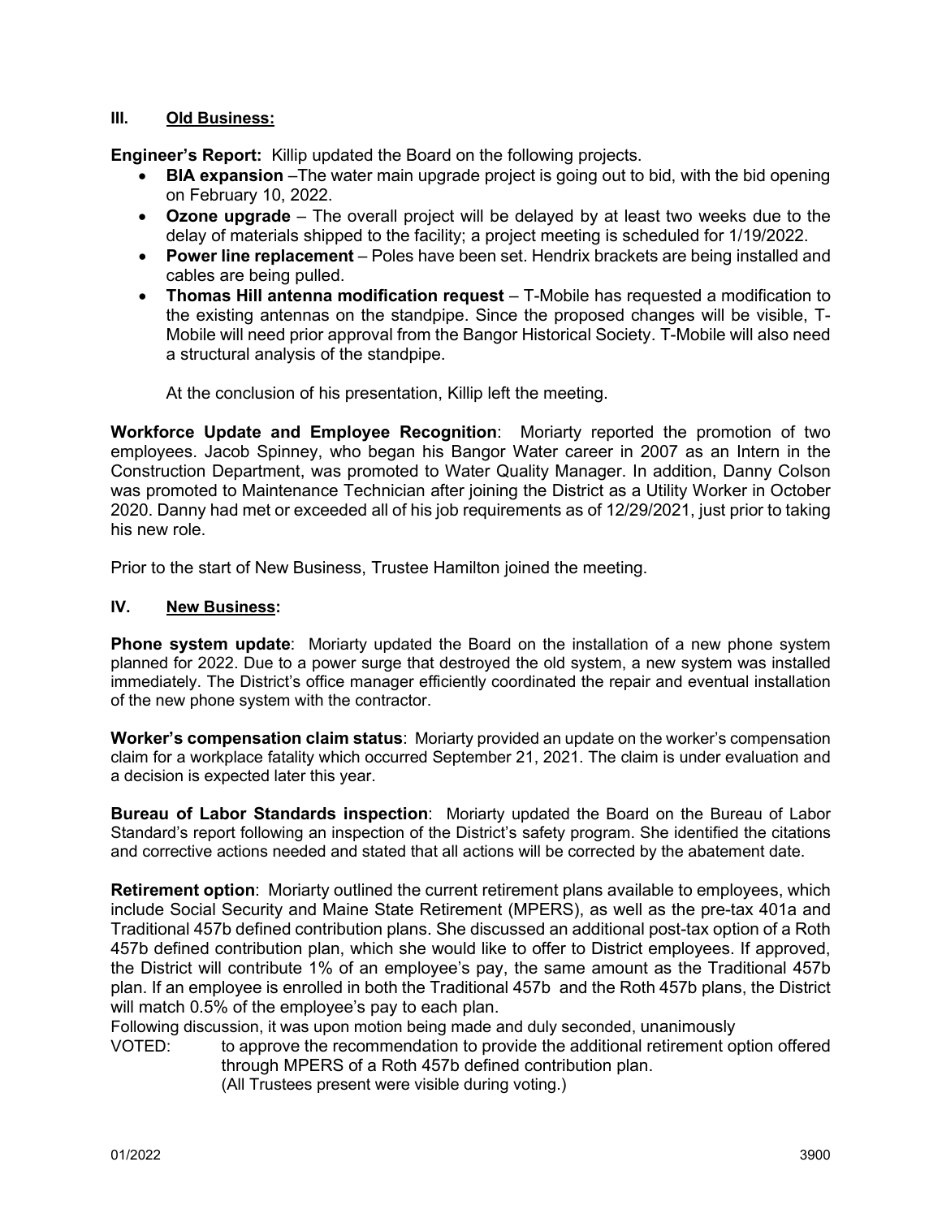## III. <u>Old Business:</u>

**Engineer's Report:** Killip updated the Board on the following projects.

- **BIA expansion** –The water main upgrade project is going out to bid, with the bid opening on February 10, 2022.
- **Ozone upgrade** – The overall project will be delayed by at least two weeks due to the delay of materials shipped to the facility; a project meeting is scheduled for 1/19/2022.
- **Power line replacement** – Poles have been set. Hendrix brackets are being installed and cables are being pulled.
- **Thomas Hill antenna modification request** – T-Mobile has requested a modification to the existing antennas on the standpipe. Since the proposed changes will be visible, T-Mobile will need prior approval from the Bangor Historical Society. T-Mobile will also need a structural analysis of the standpipe.

  At the conclusion of his presentation, Killip left the meeting.

**Workforce Update and Employee Recognition**: Moriarty reported the promotion of two employees. Jacob Spinney, who began his Bangor Water career in 2007 as an Intern in the Construction Department, was promoted to Water Quality Manager. In addition, Danny Colson was promoted to Maintenance Technician after joining the District as a Utility Worker in October 2020. Danny had met or exceeded all of his job requirements as of 12/29/2021, just prior to taking his new role.

Prior to the start of New Business, Trustee Hamilton joined the meeting.

## IV. <u>New Business:</u>

**Phone system update**: Moriarty updated the Board on the installation of a new phone system planned for 2022. Due to a power surge that destroyed the old system, a new system was installed immediately. The District's office manager efficiently coordinated the repair and eventual installation of the new phone system with the contractor.

**Worker's compensation claim status**: Moriarty provided an update on the worker's compensation claim for a workplace fatality which occurred September 21, 2021. The claim is under evaluation and a decision is expected later this year.

**Bureau of Labor Standards inspection**: Moriarty updated the Board on the Bureau of Labor Standard's report following an inspection of the District's safety program. She identified the citations and corrective actions needed and stated that all actions will be corrected by the abatement date.

**Retirement option**: Moriarty outlined the current retirement plans available to employees, which include Social Security and Maine State Retirement (MPERS), as well as the pre-tax 401a and Traditional 457b defined contribution plans. She discussed an additional post-tax option of a Roth 457b defined contribution plan, which she would like to offer to District employees. If approved, the District will contribute 1% of an employee's pay, the same amount as the Traditional 457b plan. If an employee is enrolled in both the Traditional 457b and the Roth 457b plans, the District will match 0.5% of the employee's pay to each plan.

Following discussion, it was upon motion being made and duly seconded, unanimously

VOTED: to approve the recommendation to provide the additional retirement option offered through MPERS of a Roth 457b defined contribution plan.
(All Trustees present were visible during voting.)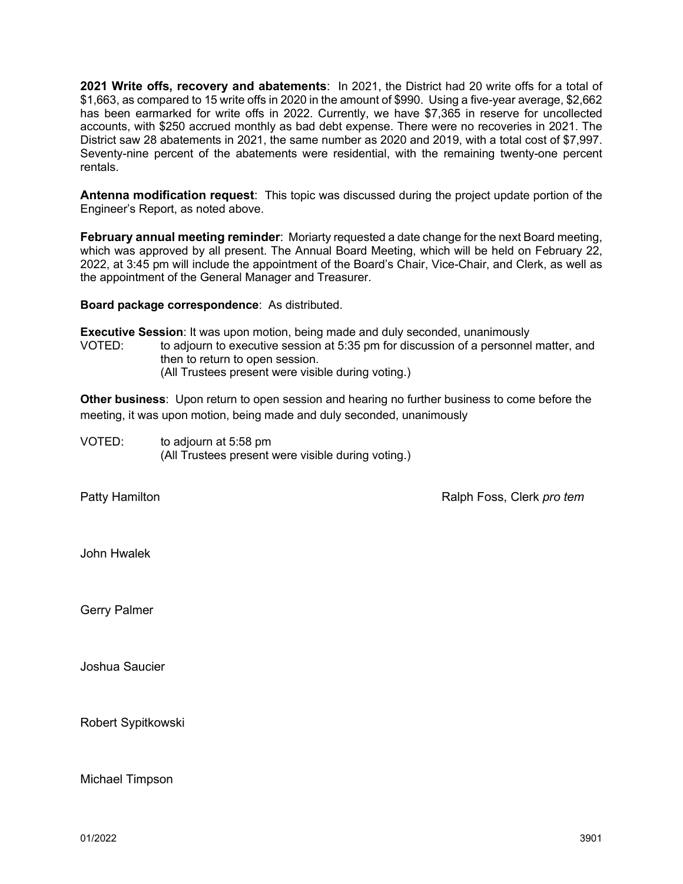**2021 Write offs, recovery and abatements**: In 2021, the District had 20 write offs for a total of $1,663, as compared to 15 write offs in 2020 in the amount of $990. Using a five-year average, $2,662 has been earmarked for write offs in 2022. Currently, we have $7,365 in reserve for uncollected accounts, with $250 accrued monthly as bad debt expense. There were no recoveries in 2021. The District saw 28 abatements in 2021, the same number as 2020 and 2019, with a total cost of $7,997. Seventy-nine percent of the abatements were residential, with the remaining twenty-one percent rentals.

**Antenna modification request**: This topic was discussed during the project update portion of the Engineer's Report, as noted above.

**February annual meeting reminder**: Moriarty requested a date change for the next Board meeting, which was approved by all present. The Annual Board Meeting, which will be held on February 22, 2022, at 3:45 pm will include the appointment of the Board's Chair, Vice-Chair, and Clerk, as well as the appointment of the General Manager and Treasurer.

**Board package correspondence**: As distributed.

**Executive Session**: It was upon motion, being made and duly seconded, unanimously

VOTED: to adjourn to executive session at 5:35 pm for discussion of a personnel matter, and then to return to open session.
(All Trustees present were visible during voting.)

**Other business**: Upon return to open session and hearing no further business to come before the meeting, it was upon motion, being made and duly seconded, unanimously

VOTED: to adjourn at 5:58 pm
(All Trustees present were visible during voting.)

Patty Hamilton

Ralph Foss, Clerk *pro tem*

John Hwalek

Gerry Palmer

Joshua Saucier

Robert Sypitkowski

Michael Timpson

01/2022 3901